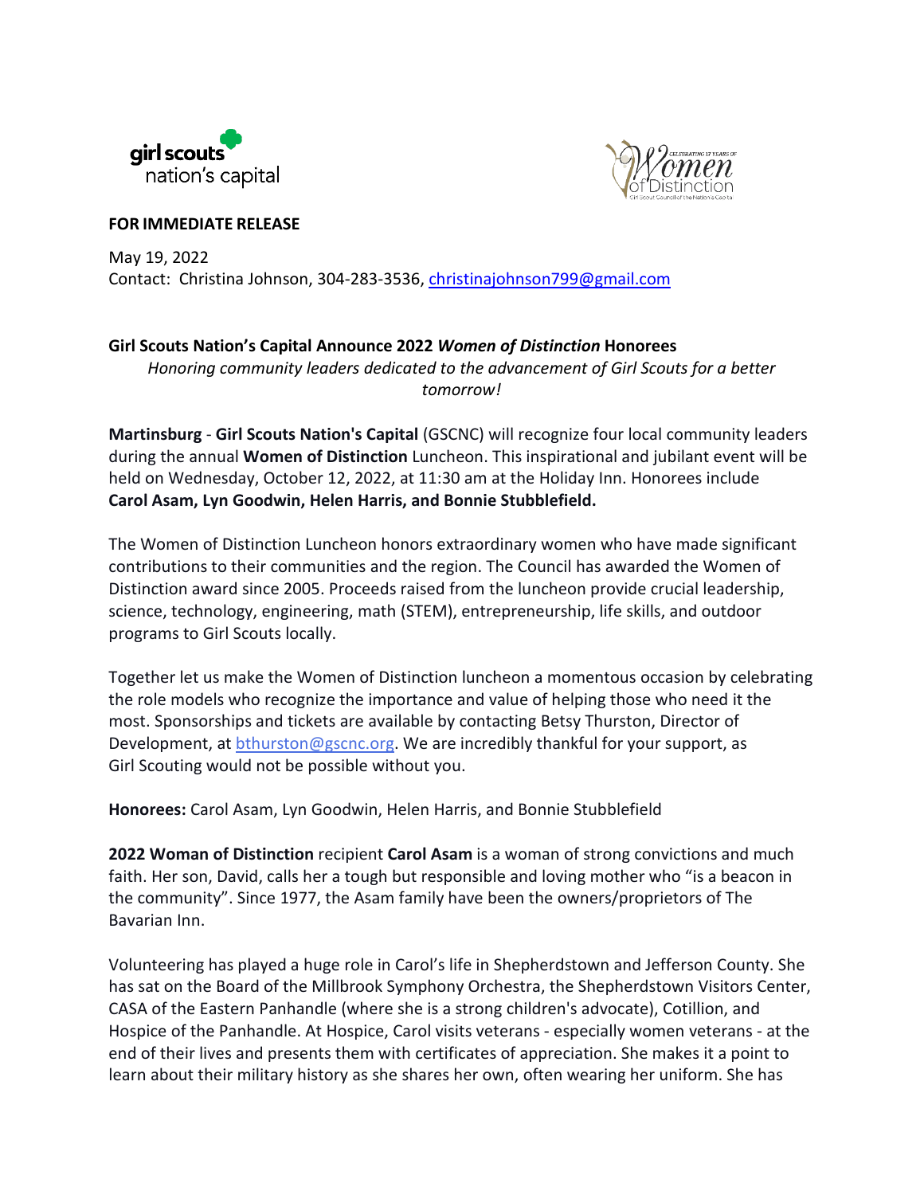girl scouts nation's capital

CELEBRATING 17 YEARS OF Women of Distinction Girl Scout Council of the Nation's Capital

**FOR IMMEDIATE RELEASE**

May 19, 2022
Contact: Christina Johnson, 304-283-3536, christinajohnson799@gmail.com

**Girl Scouts Nation's Capital Announce 2022 *Women of Distinction* Honorees**

*Honoring community leaders dedicated to the advancement of Girl Scouts for a better tomorrow!*

**Martinsburg** - **Girl Scouts Nation's Capital** (GSCNC) will recognize four local community leaders during the annual **Women of Distinction** Luncheon. This inspirational and jubilant event will be held on Wednesday, October 12, 2022, at 11:30 am at the Holiday Inn. Honorees include **Carol Asam, Lyn Goodwin, Helen Harris, and Bonnie Stubblefield.**

The Women of Distinction Luncheon honors extraordinary women who have made significant contributions to their communities and the region. The Council has awarded the Women of Distinction award since 2005. Proceeds raised from the luncheon provide crucial leadership, science, technology, engineering, math (STEM), entrepreneurship, life skills, and outdoor programs to Girl Scouts locally.

Together let us make the Women of Distinction luncheon a momentous occasion by celebrating the role models who recognize the importance and value of helping those who need it the most. Sponsorships and tickets are available by contacting Betsy Thurston, Director of Development, at bthurston@gscnc.org. We are incredibly thankful for your support, as Girl Scouting would not be possible without you.

**Honorees:** Carol Asam, Lyn Goodwin, Helen Harris, and Bonnie Stubblefield

**2022 Woman of Distinction** recipient **Carol Asam** is a woman of strong convictions and much faith. Her son, David, calls her a tough but responsible and loving mother who "is a beacon in the community". Since 1977, the Asam family have been the owners/proprietors of The Bavarian Inn.

Volunteering has played a huge role in Carol's life in Shepherdstown and Jefferson County. She has sat on the Board of the Millbrook Symphony Orchestra, the Shepherdstown Visitors Center, CASA of the Eastern Panhandle (where she is a strong children's advocate), Cotillion, and Hospice of the Panhandle. At Hospice, Carol visits veterans - especially women veterans - at the end of their lives and presents them with certificates of appreciation. She makes it a point to learn about their military history as she shares her own, often wearing her uniform. She has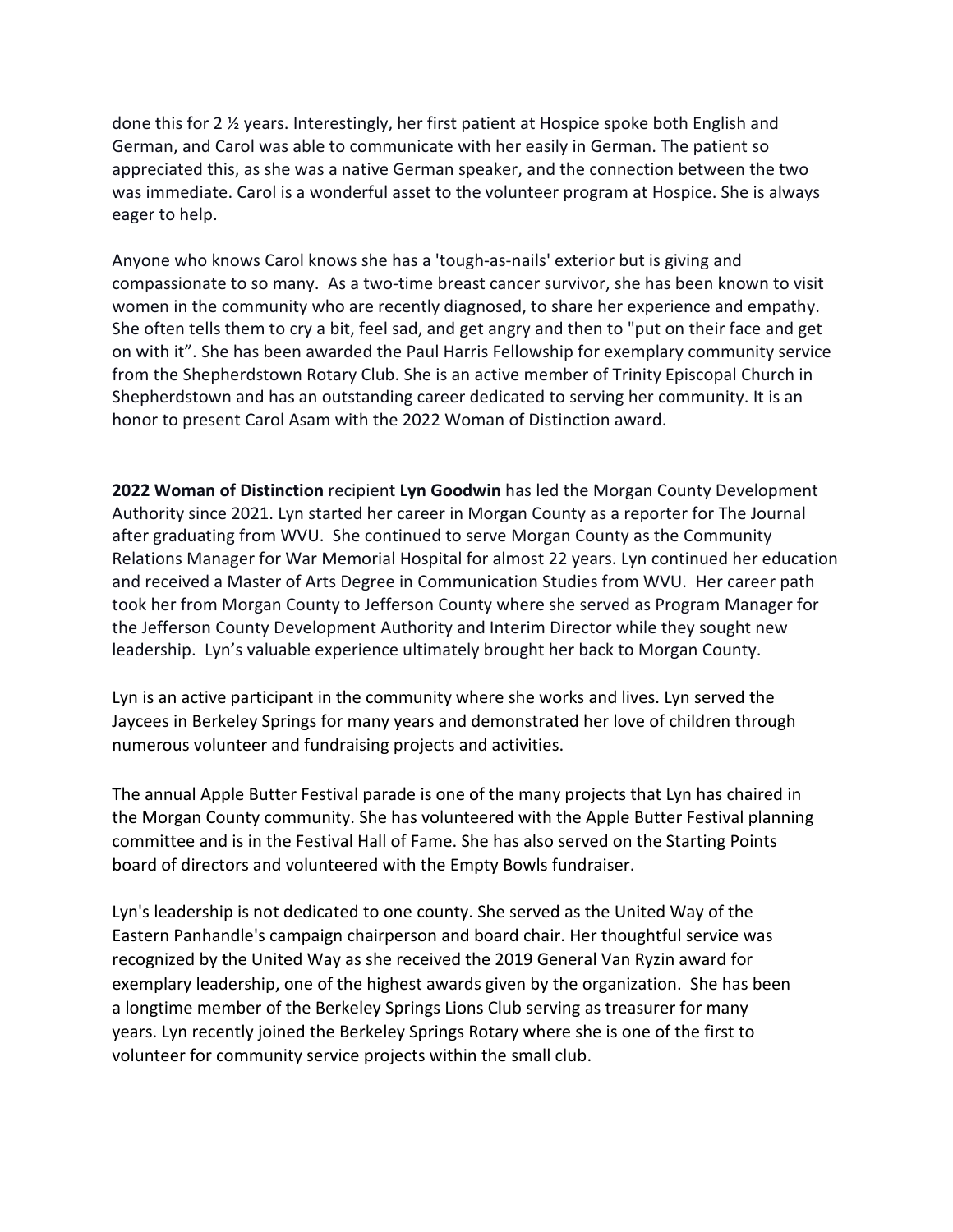done this for 2 ½ years. Interestingly, her first patient at Hospice spoke both English and German, and Carol was able to communicate with her easily in German. The patient so appreciated this, as she was a native German speaker, and the connection between the two was immediate. Carol is a wonderful asset to the volunteer program at Hospice. She is always eager to help.

Anyone who knows Carol knows she has a 'tough-as-nails' exterior but is giving and compassionate to so many. As a two-time breast cancer survivor, she has been known to visit women in the community who are recently diagnosed, to share her experience and empathy. She often tells them to cry a bit, feel sad, and get angry and then to "put on their face and get on with it". She has been awarded the Paul Harris Fellowship for exemplary community service from the Shepherdstown Rotary Club. She is an active member of Trinity Episcopal Church in Shepherdstown and has an outstanding career dedicated to serving her community. It is an honor to present Carol Asam with the 2022 Woman of Distinction award.

**2022 Woman of Distinction** recipient **Lyn Goodwin** has led the Morgan County Development Authority since 2021. Lyn started her career in Morgan County as a reporter for The Journal after graduating from WVU. She continued to serve Morgan County as the Community Relations Manager for War Memorial Hospital for almost 22 years. Lyn continued her education and received a Master of Arts Degree in Communication Studies from WVU. Her career path took her from Morgan County to Jefferson County where she served as Program Manager for the Jefferson County Development Authority and Interim Director while they sought new leadership. Lyn's valuable experience ultimately brought her back to Morgan County.

Lyn is an active participant in the community where she works and lives. Lyn served the Jaycees in Berkeley Springs for many years and demonstrated her love of children through numerous volunteer and fundraising projects and activities.

The annual Apple Butter Festival parade is one of the many projects that Lyn has chaired in the Morgan County community. She has volunteered with the Apple Butter Festival planning committee and is in the Festival Hall of Fame. She has also served on the Starting Points board of directors and volunteered with the Empty Bowls fundraiser.

Lyn's leadership is not dedicated to one county. She served as the United Way of the Eastern Panhandle's campaign chairperson and board chair. Her thoughtful service was recognized by the United Way as she received the 2019 General Van Ryzin award for exemplary leadership, one of the highest awards given by the organization. She has been a longtime member of the Berkeley Springs Lions Club serving as treasurer for many years. Lyn recently joined the Berkeley Springs Rotary where she is one of the first to volunteer for community service projects within the small club.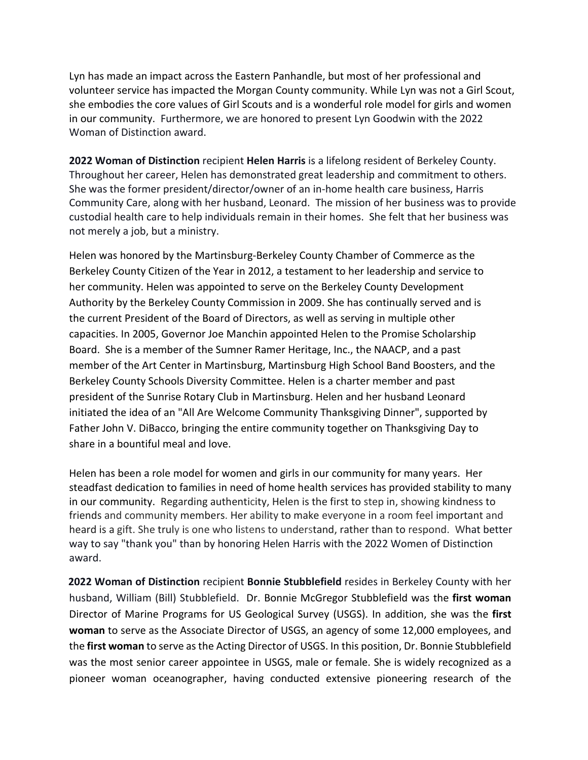Lyn has made an impact across the Eastern Panhandle, but most of her professional and volunteer service has impacted the Morgan County community. While Lyn was not a Girl Scout, she embodies the core values of Girl Scouts and is a wonderful role model for girls and women in our community. Furthermore, we are honored to present Lyn Goodwin with the 2022 Woman of Distinction award.

**2022 Woman of Distinction** recipient **Helen Harris** is a lifelong resident of Berkeley County. Throughout her career, Helen has demonstrated great leadership and commitment to others. She was the former president/director/owner of an in-home health care business, Harris Community Care, along with her husband, Leonard. The mission of her business was to provide custodial health care to help individuals remain in their homes. She felt that her business was not merely a job, but a ministry.

Helen was honored by the Martinsburg-Berkeley County Chamber of Commerce as the Berkeley County Citizen of the Year in 2012, a testament to her leadership and service to her community. Helen was appointed to serve on the Berkeley County Development Authority by the Berkeley County Commission in 2009. She has continually served and is the current President of the Board of Directors, as well as serving in multiple other capacities. In 2005, Governor Joe Manchin appointed Helen to the Promise Scholarship Board. She is a member of the Sumner Ramer Heritage, Inc., the NAACP, and a past member of the Art Center in Martinsburg, Martinsburg High School Band Boosters, and the Berkeley County Schools Diversity Committee. Helen is a charter member and past president of the Sunrise Rotary Club in Martinsburg. Helen and her husband Leonard initiated the idea of an "All Are Welcome Community Thanksgiving Dinner", supported by Father John V. DiBacco, bringing the entire community together on Thanksgiving Day to share in a bountiful meal and love.

Helen has been a role model for women and girls in our community for many years. Her steadfast dedication to families in need of home health services has provided stability to many in our community. Regarding authenticity, Helen is the first to step in, showing kindness to friends and community members. Her ability to make everyone in a room feel important and heard is a gift. She truly is one who listens to understand, rather than to respond. What better way to say "thank you" than by honoring Helen Harris with the 2022 Women of Distinction award.

**2022 Woman of Distinction** recipient **Bonnie Stubblefield** resides in Berkeley County with her husband, William (Bill) Stubblefield. Dr. Bonnie McGregor Stubblefield was the **first woman** Director of Marine Programs for US Geological Survey (USGS). In addition, she was the **first woman** to serve as the Associate Director of USGS, an agency of some 12,000 employees, and the **first woman** to serve as the Acting Director of USGS. In this position, Dr. Bonnie Stubblefield was the most senior career appointee in USGS, male or female. She is widely recognized as a pioneer woman oceanographer, having conducted extensive pioneering research of the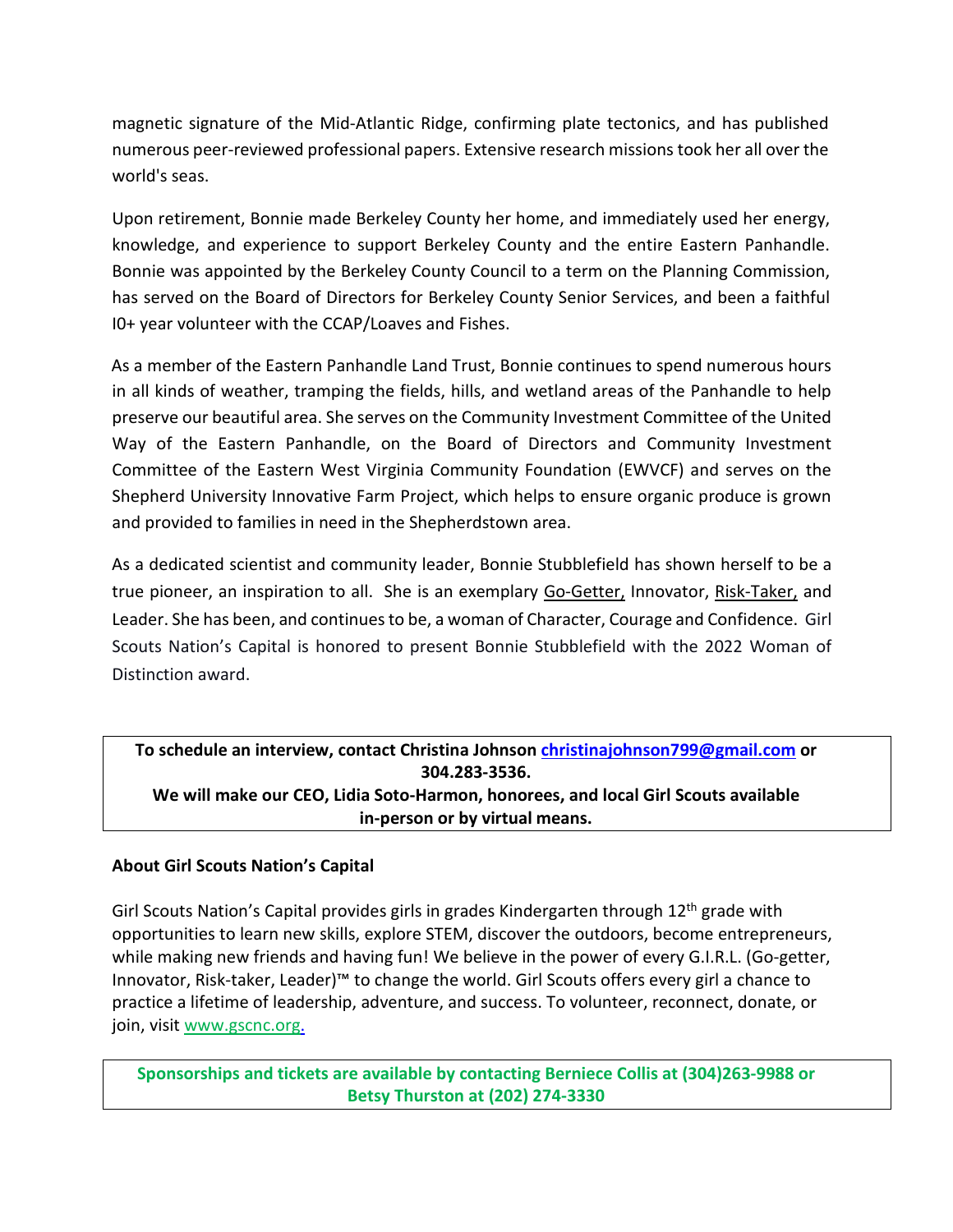magnetic signature of the Mid-Atlantic Ridge, confirming plate tectonics, and has published numerous peer-reviewed professional papers. Extensive research missions took her all over the world's seas.

Upon retirement, Bonnie made Berkeley County her home, and immediately used her energy, knowledge, and experience to support Berkeley County and the entire Eastern Panhandle. Bonnie was appointed by the Berkeley County Council to a term on the Planning Commission, has served on the Board of Directors for Berkeley County Senior Services, and been a faithful I0+ year volunteer with the CCAP/Loaves and Fishes.

As a member of the Eastern Panhandle Land Trust, Bonnie continues to spend numerous hours in all kinds of weather, tramping the fields, hills, and wetland areas of the Panhandle to help preserve our beautiful area. She serves on the Community Investment Committee of the United Way of the Eastern Panhandle, on the Board of Directors and Community Investment Committee of the Eastern West Virginia Community Foundation (EWVCF) and serves on the Shepherd University Innovative Farm Project, which helps to ensure organic produce is grown and provided to families in need in the Shepherdstown area.

As a dedicated scientist and community leader, Bonnie Stubblefield has shown herself to be a true pioneer, an inspiration to all. She is an exemplary Go-Getter, Innovator, Risk-Taker, and Leader. She has been, and continues to be, a woman of Character, Courage and Confidence. Girl Scouts Nation's Capital is honored to present Bonnie Stubblefield with the 2022 Woman of Distinction award.

**To schedule an interview, contact Christina Johnson christinajohnson799@gmail.com or 304.283-3536.**
**We will make our CEO, Lidia Soto-Harmon, honorees, and local Girl Scouts available in-person or by virtual means.**

**About Girl Scouts Nation's Capital**

Girl Scouts Nation's Capital provides girls in grades Kindergarten through 12th grade with opportunities to learn new skills, explore STEM, discover the outdoors, become entrepreneurs, while making new friends and having fun! We believe in the power of every G.I.R.L. (Go-getter, Innovator, Risk-taker, Leader)™ to change the world. Girl Scouts offers every girl a chance to practice a lifetime of leadership, adventure, and success. To volunteer, reconnect, donate, or join, visit www.gscnc.org.

**Sponsorships and tickets are available by contacting Berniece Collis at (304)263-9988 or Betsy Thurston at (202) 274-3330**